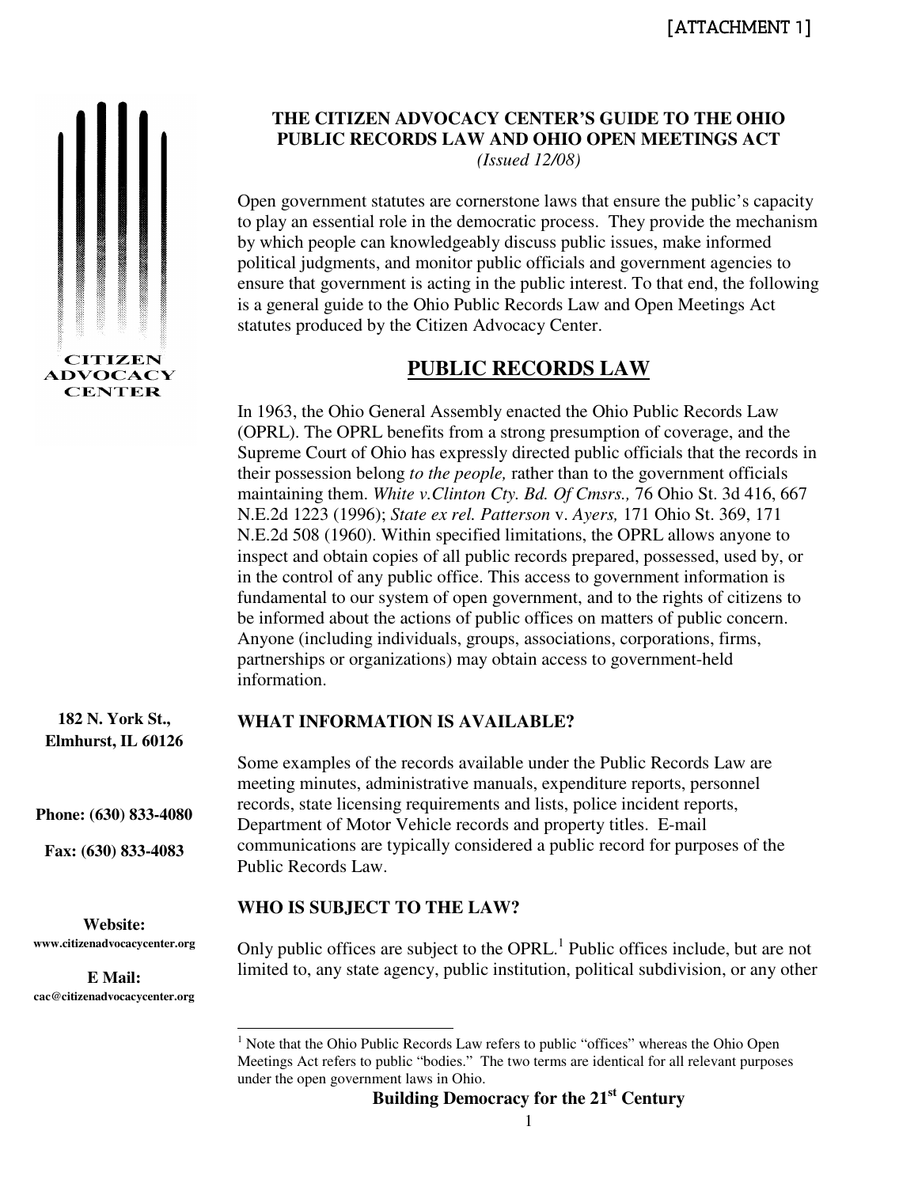[ATTACHMENT 1]

CITIZEN ADVOCACY CENTER

**182 N. York St., Elmhurst, IL 60126**

**Phone: (630) 833-4080**

**Fax: (630) 833-4083**

**Website:** www.citizenadvocacycenter.org

**E Mail:** cac@citizenadvocacycenter.org

**THE CITIZEN ADVOCACY CENTER'S GUIDE TO THE OHIO PUBLIC RECORDS LAW AND OHIO OPEN MEETINGS ACT**
*(Issued 12/08)*

Open government statutes are cornerstone laws that ensure the public's capacity to play an essential role in the democratic process. They provide the mechanism by which people can knowledgeably discuss public issues, make informed political judgments, and monitor public officials and government agencies to ensure that government is acting in the public interest. To that end, the following is a general guide to the Ohio Public Records Law and Open Meetings Act statutes produced by the Citizen Advocacy Center.

## PUBLIC RECORDS LAW

In 1963, the Ohio General Assembly enacted the Ohio Public Records Law (OPRL). The OPRL benefits from a strong presumption of coverage, and the Supreme Court of Ohio has expressly directed public officials that the records in their possession belong *to the people,* rather than to the government officials maintaining them. *White v.Clinton Cty. Bd. Of Cmsrs.,* 76 Ohio St. 3d 416, 667 N.E.2d 1223 (1996); *State ex rel. Patterson* v. *Ayers,* 171 Ohio St. 369, 171 N.E.2d 508 (1960). Within specified limitations, the OPRL allows anyone to inspect and obtain copies of all public records prepared, possessed, used by, or in the control of any public office. This access to government information is fundamental to our system of open government, and to the rights of citizens to be informed about the actions of public offices on matters of public concern. Anyone (including individuals, groups, associations, corporations, firms, partnerships or organizations) may obtain access to government-held information.

### WHAT INFORMATION IS AVAILABLE?

Some examples of the records available under the Public Records Law are meeting minutes, administrative manuals, expenditure reports, personnel records, state licensing requirements and lists, police incident reports, Department of Motor Vehicle records and property titles. E-mail communications are typically considered a public record for purposes of the Public Records Law.

### WHO IS SUBJECT TO THE LAW?

Only public offices are subject to the OPRL.[1] Public offices include, but are not limited to, any state agency, public institution, political subdivision, or any other

[1] Note that the Ohio Public Records Law refers to public "offices" whereas the Ohio Open Meetings Act refers to public "bodies." The two terms are identical for all relevant purposes under the open government laws in Ohio.

**Building Democracy for the 21st Century**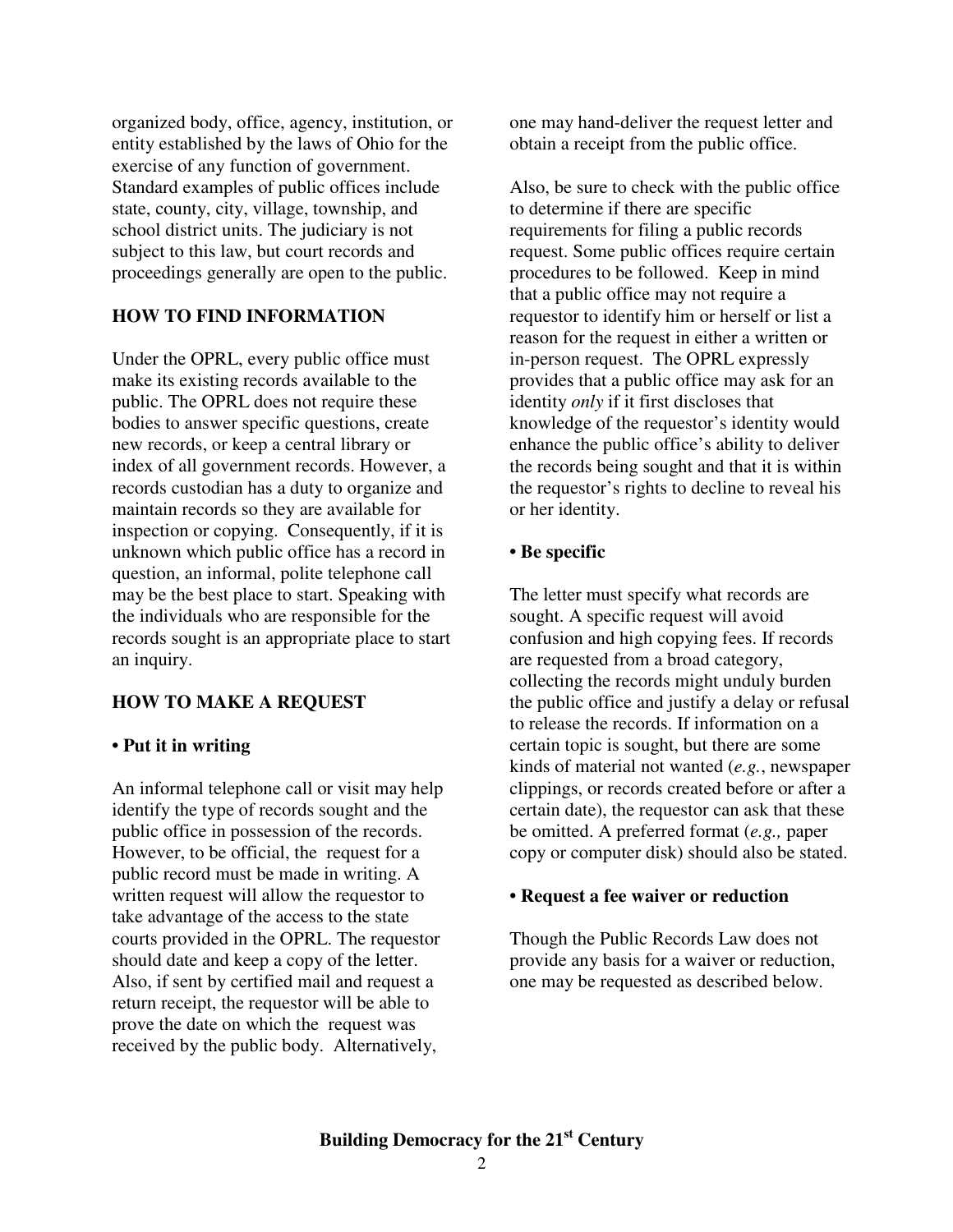organized body, office, agency, institution, or entity established by the laws of Ohio for the exercise of any function of government. Standard examples of public offices include state, county, city, village, township, and school district units. The judiciary is not subject to this law, but court records and proceedings generally are open to the public.

## HOW TO FIND INFORMATION

Under the OPRL, every public office must make its existing records available to the public. The OPRL does not require these bodies to answer specific questions, create new records, or keep a central library or index of all government records. However, a records custodian has a duty to organize and maintain records so they are available for inspection or copying. Consequently, if it is unknown which public office has a record in question, an informal, polite telephone call may be the best place to start. Speaking with the individuals who are responsible for the records sought is an appropriate place to start an inquiry.

## HOW TO MAKE A REQUEST

### • Put it in writing

An informal telephone call or visit may help identify the type of records sought and the public office in possession of the records. However, to be official, the request for a public record must be made in writing. A written request will allow the requestor to take advantage of the access to the state courts provided in the OPRL. The requestor should date and keep a copy of the letter. Also, if sent by certified mail and request a return receipt, the requestor will be able to prove the date on which the request was received by the public body. Alternatively, one may hand-deliver the request letter and obtain a receipt from the public office.

Also, be sure to check with the public office to determine if there are specific requirements for filing a public records request. Some public offices require certain procedures to be followed. Keep in mind that a public office may not require a requestor to identify him or herself or list a reason for the request in either a written or in-person request. The OPRL expressly provides that a public office may ask for an identity *only* if it first discloses that knowledge of the requestor's identity would enhance the public office's ability to deliver the records being sought and that it is within the requestor's rights to decline to reveal his or her identity.

### • Be specific

The letter must specify what records are sought. A specific request will avoid confusion and high copying fees. If records are requested from a broad category, collecting the records might unduly burden the public office and justify a delay or refusal to release the records. If information on a certain topic is sought, but there are some kinds of material not wanted (*e.g.*, newspaper clippings, or records created before or after a certain date), the requestor can ask that these be omitted. A preferred format (*e.g.,* paper copy or computer disk) should also be stated.

### • Request a fee waiver or reduction

Though the Public Records Law does not provide any basis for a waiver or reduction, one may be requested as described below.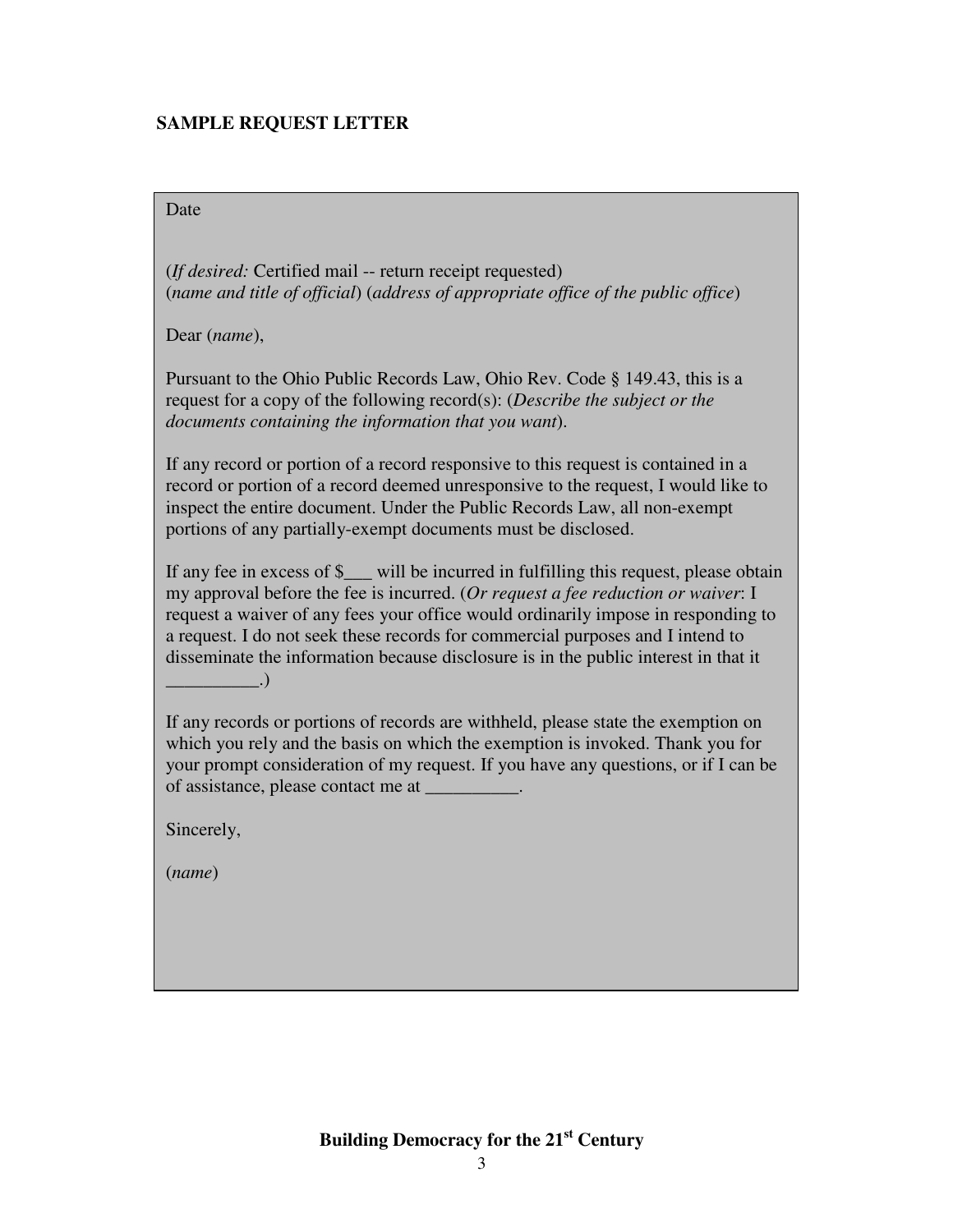**SAMPLE REQUEST LETTER**

Date

(*If desired:* Certified mail -- return receipt requested)
(*name and title of official*) (*address of appropriate office of the public office*)

Dear (*name*),

Pursuant to the Ohio Public Records Law, Ohio Rev. Code § 149.43, this is a request for a copy of the following record(s): (*Describe the subject or the documents containing the information that you want*).

If any record or portion of a record responsive to this request is contained in a record or portion of a record deemed unresponsive to the request, I would like to inspect the entire document. Under the Public Records Law, all non-exempt portions of any partially-exempt documents must be disclosed.

If any fee in excess of $___ will be incurred in fulfilling this request, please obtain my approval before the fee is incurred. (*Or request a fee reduction or waiver*: I request a waiver of any fees your office would ordinarily impose in responding to a request. I do not seek these records for commercial purposes and I intend to disseminate the information because disclosure is in the public interest in that it __________.)

If any records or portions of records are withheld, please state the exemption on which you rely and the basis on which the exemption is invoked. Thank you for your prompt consideration of my request. If you have any questions, or if I can be of assistance, please contact me at __________.

Sincerely,

(*name*)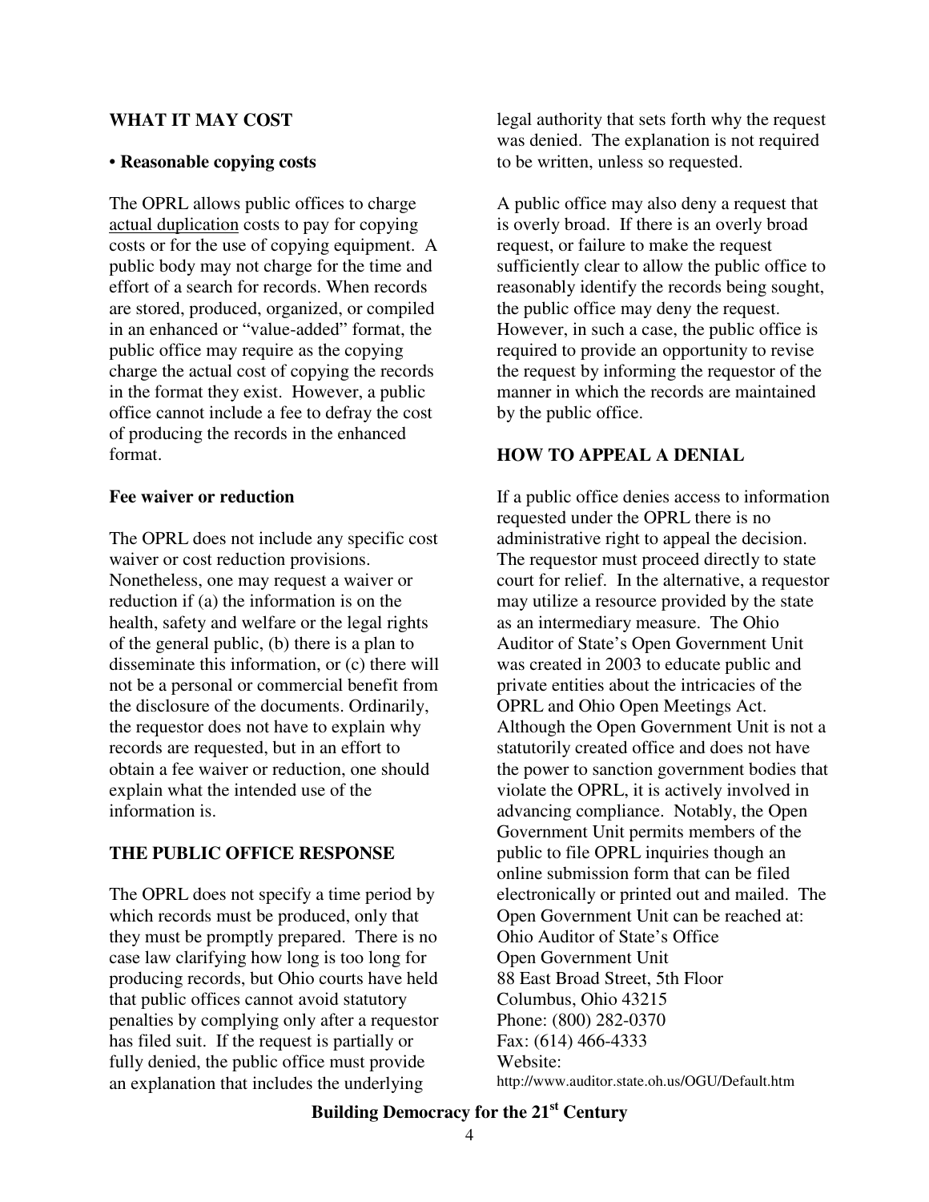## WHAT IT MAY COST

**• Reasonable copying costs**

The OPRL allows public offices to charge actual duplication costs to pay for copying costs or for the use of copying equipment. A public body may not charge for the time and effort of a search for records. When records are stored, produced, organized, or compiled in an enhanced or "value-added" format, the public office may require as the copying charge the actual cost of copying the records in the format they exist. However, a public office cannot include a fee to defray the cost of producing the records in the enhanced format.

**Fee waiver or reduction**

The OPRL does not include any specific cost waiver or cost reduction provisions. Nonetheless, one may request a waiver or reduction if (a) the information is on the health, safety and welfare or the legal rights of the general public, (b) there is a plan to disseminate this information, or (c) there will not be a personal or commercial benefit from the disclosure of the documents. Ordinarily, the requestor does not have to explain why records are requested, but in an effort to obtain a fee waiver or reduction, one should explain what the intended use of the information is.

## THE PUBLIC OFFICE RESPONSE

The OPRL does not specify a time period by which records must be produced, only that they must be promptly prepared. There is no case law clarifying how long is too long for producing records, but Ohio courts have held that public offices cannot avoid statutory penalties by complying only after a requestor has filed suit. If the request is partially or fully denied, the public office must provide an explanation that includes the underlying legal authority that sets forth why the request was denied. The explanation is not required to be written, unless so requested.

A public office may also deny a request that is overly broad. If there is an overly broad request, or failure to make the request sufficiently clear to allow the public office to reasonably identify the records being sought, the public office may deny the request. However, in such a case, the public office is required to provide an opportunity to revise the request by informing the requestor of the manner in which the records are maintained by the public office.

## HOW TO APPEAL A DENIAL

If a public office denies access to information requested under the OPRL there is no administrative right to appeal the decision. The requestor must proceed directly to state court for relief. In the alternative, a requestor may utilize a resource provided by the state as an intermediary measure. The Ohio Auditor of State's Open Government Unit was created in 2003 to educate public and private entities about the intricacies of the OPRL and Ohio Open Meetings Act. Although the Open Government Unit is not a statutorily created office and does not have the power to sanction government bodies that violate the OPRL, it is actively involved in advancing compliance. Notably, the Open Government Unit permits members of the public to file OPRL inquiries though an online submission form that can be filed electronically or printed out and mailed. The Open Government Unit can be reached at:

Ohio Auditor of State's Office
Open Government Unit
88 East Broad Street, 5th Floor
Columbus, Ohio 43215
Phone: (800) 282-0370
Fax: (614) 466-4333
Website:
http://www.auditor.state.oh.us/OGU/Default.htm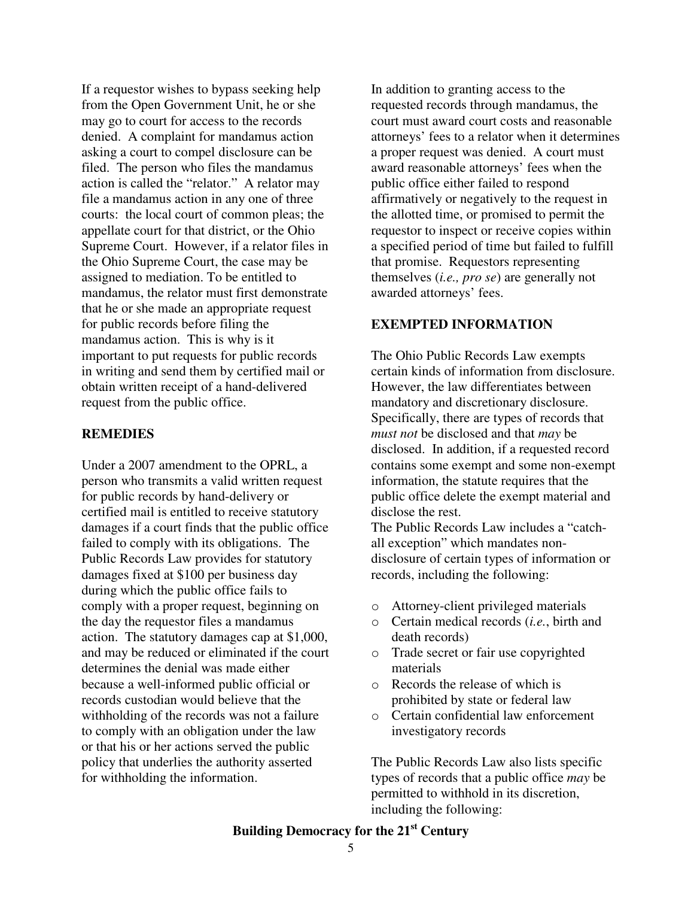If a requestor wishes to bypass seeking help from the Open Government Unit, he or she may go to court for access to the records denied. A complaint for mandamus action asking a court to compel disclosure can be filed. The person who files the mandamus action is called the "relator." A relator may file a mandamus action in any one of three courts: the local court of common pleas; the appellate court for that district, or the Ohio Supreme Court. However, if a relator files in the Ohio Supreme Court, the case may be assigned to mediation. To be entitled to mandamus, the relator must first demonstrate that he or she made an appropriate request for public records before filing the mandamus action. This is why is it important to put requests for public records in writing and send them by certified mail or obtain written receipt of a hand-delivered request from the public office.

**REMEDIES**

Under a 2007 amendment to the OPRL, a person who transmits a valid written request for public records by hand-delivery or certified mail is entitled to receive statutory damages if a court finds that the public office failed to comply with its obligations. The Public Records Law provides for statutory damages fixed at $100 per business day during which the public office fails to comply with a proper request, beginning on the day the requestor files a mandamus action. The statutory damages cap at $1,000, and may be reduced or eliminated if the court determines the denial was made either because a well-informed public official or records custodian would believe that the withholding of the records was not a failure to comply with an obligation under the law or that his or her actions served the public policy that underlies the authority asserted for withholding the information.

In addition to granting access to the requested records through mandamus, the court must award court costs and reasonable attorneys' fees to a relator when it determines a proper request was denied. A court must award reasonable attorneys' fees when the public office either failed to respond affirmatively or negatively to the request in the allotted time, or promised to permit the requestor to inspect or receive copies within a specified period of time but failed to fulfill that promise. Requestors representing themselves (*i.e., pro se*) are generally not awarded attorneys' fees.

**EXEMPTED INFORMATION**

The Ohio Public Records Law exempts certain kinds of information from disclosure. However, the law differentiates between mandatory and discretionary disclosure. Specifically, there are types of records that *must not* be disclosed and that *may* be disclosed. In addition, if a requested record contains some exempt and some non-exempt information, the statute requires that the public office delete the exempt material and disclose the rest.

The Public Records Law includes a "catch-all exception" which mandates non-disclosure of certain types of information or records, including the following:

- Attorney-client privileged materials
- Certain medical records (*i.e.*, birth and death records)
- Trade secret or fair use copyrighted materials
- Records the release of which is prohibited by state or federal law
- Certain confidential law enforcement investigatory records

The Public Records Law also lists specific types of records that a public office *may* be permitted to withhold in its discretion, including the following: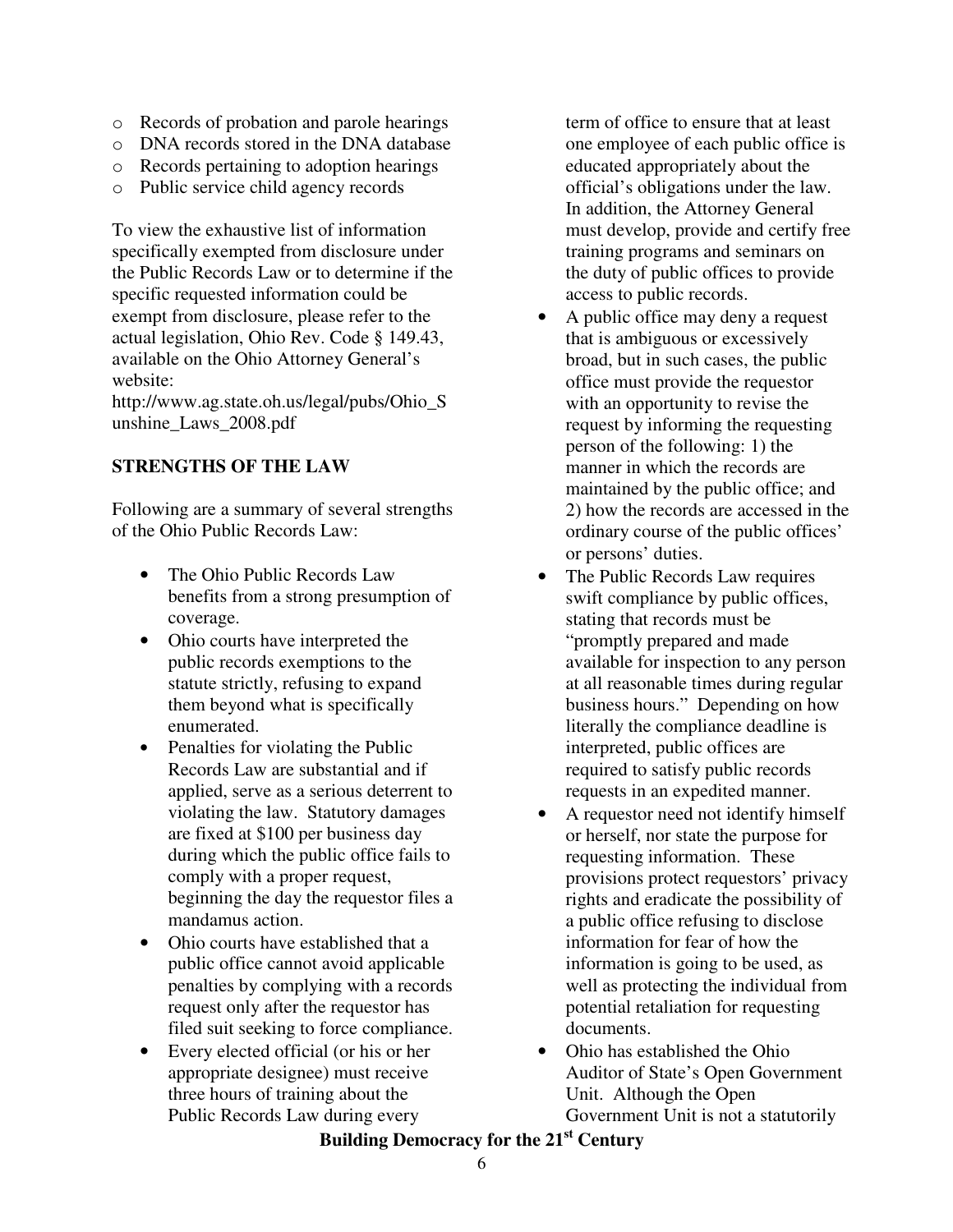- Records of probation and parole hearings
- DNA records stored in the DNA database
- Records pertaining to adoption hearings
- Public service child agency records

To view the exhaustive list of information specifically exempted from disclosure under the Public Records Law or to determine if the specific requested information could be exempt from disclosure, please refer to the actual legislation, Ohio Rev. Code § 149.43, available on the Ohio Attorney General's website: http://www.ag.state.oh.us/legal/pubs/Ohio_Sunshine_Laws_2008.pdf

**STRENGTHS OF THE LAW**

Following are a summary of several strengths of the Ohio Public Records Law:

- The Ohio Public Records Law benefits from a strong presumption of coverage.
- Ohio courts have interpreted the public records exemptions to the statute strictly, refusing to expand them beyond what is specifically enumerated.
- Penalties for violating the Public Records Law are substantial and if applied, serve as a serious deterrent to violating the law. Statutory damages are fixed at $100 per business day during which the public office fails to comply with a proper request, beginning the day the requestor files a mandamus action.
- Ohio courts have established that a public office cannot avoid applicable penalties by complying with a records request only after the requestor has filed suit seeking to force compliance.
- Every elected official (or his or her appropriate designee) must receive three hours of training about the Public Records Law during every term of office to ensure that at least one employee of each public office is educated appropriately about the official's obligations under the law. In addition, the Attorney General must develop, provide and certify free training programs and seminars on the duty of public offices to provide access to public records.
- A public office may deny a request that is ambiguous or excessively broad, but in such cases, the public office must provide the requestor with an opportunity to revise the request by informing the requesting person of the following: 1) the manner in which the records are maintained by the public office; and 2) how the records are accessed in the ordinary course of the public offices' or persons' duties.
- The Public Records Law requires swift compliance by public offices, stating that records must be "promptly prepared and made available for inspection to any person at all reasonable times during regular business hours." Depending on how literally the compliance deadline is interpreted, public offices are required to satisfy public records requests in an expedited manner.
- A requestor need not identify himself or herself, nor state the purpose for requesting information. These provisions protect requestors' privacy rights and eradicate the possibility of a public office refusing to disclose information for fear of how the information is going to be used, as well as protecting the individual from potential retaliation for requesting documents.
- Ohio has established the Ohio Auditor of State's Open Government Unit. Although the Open Government Unit is not a statutorily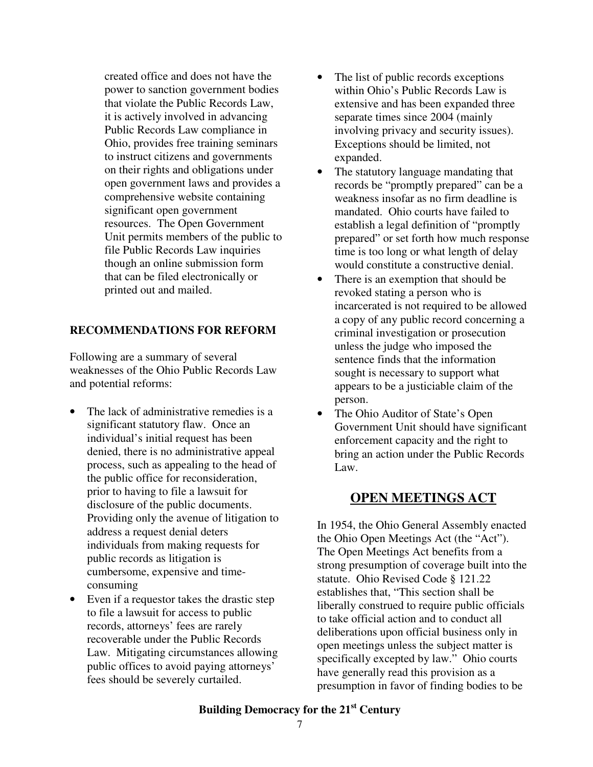created office and does not have the power to sanction government bodies that violate the Public Records Law, it is actively involved in advancing Public Records Law compliance in Ohio, provides free training seminars to instruct citizens and governments on their rights and obligations under open government laws and provides a comprehensive website containing significant open government resources. The Open Government Unit permits members of the public to file Public Records Law inquiries though an online submission form that can be filed electronically or printed out and mailed.

### RECOMMENDATIONS FOR REFORM

Following are a summary of several weaknesses of the Ohio Public Records Law and potential reforms:

- The lack of administrative remedies is a significant statutory flaw. Once an individual's initial request has been denied, there is no administrative appeal process, such as appealing to the head of the public office for reconsideration, prior to having to file a lawsuit for disclosure of the public documents. Providing only the avenue of litigation to address a request denial deters individuals from making requests for public records as litigation is cumbersome, expensive and time-consuming
- Even if a requestor takes the drastic step to file a lawsuit for access to public records, attorneys' fees are rarely recoverable under the Public Records Law. Mitigating circumstances allowing public offices to avoid paying attorneys' fees should be severely curtailed.
- The list of public records exceptions within Ohio's Public Records Law is extensive and has been expanded three separate times since 2004 (mainly involving privacy and security issues). Exceptions should be limited, not expanded.
- The statutory language mandating that records be "promptly prepared" can be a weakness insofar as no firm deadline is mandated. Ohio courts have failed to establish a legal definition of "promptly prepared" or set forth how much response time is too long or what length of delay would constitute a constructive denial.
- There is an exemption that should be revoked stating a person who is incarcerated is not required to be allowed a copy of any public record concerning a criminal investigation or prosecution unless the judge who imposed the sentence finds that the information sought is necessary to support what appears to be a justiciable claim of the person.
- The Ohio Auditor of State's Open Government Unit should have significant enforcement capacity and the right to bring an action under the Public Records Law.

## OPEN MEETINGS ACT

In 1954, the Ohio General Assembly enacted the Ohio Open Meetings Act (the "Act"). The Open Meetings Act benefits from a strong presumption of coverage built into the statute. Ohio Revised Code § 121.22 establishes that, "This section shall be liberally construed to require public officials to take official action and to conduct all deliberations upon official business only in open meetings unless the subject matter is specifically excepted by law." Ohio courts have generally read this provision as a presumption in favor of finding bodies to be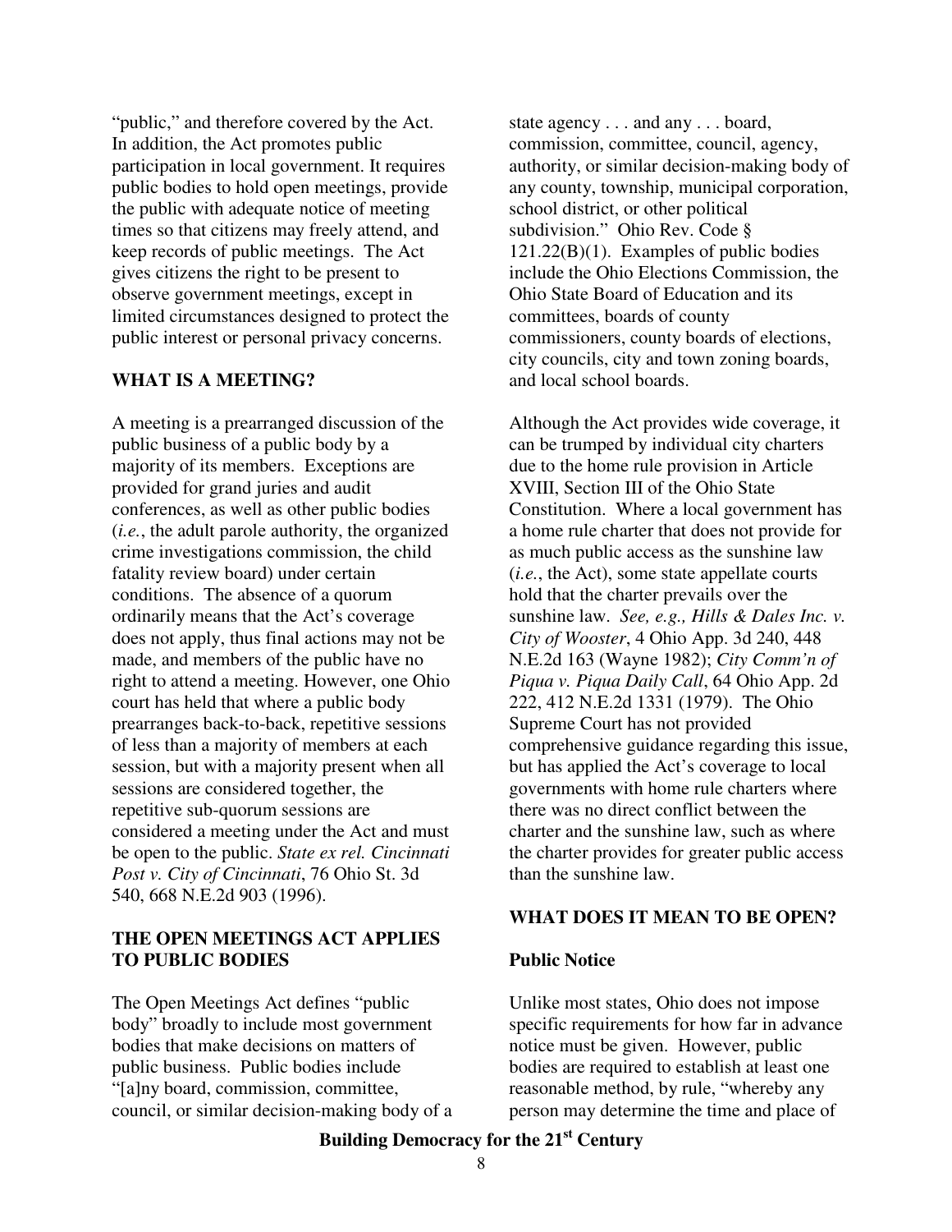"public," and therefore covered by the Act. In addition, the Act promotes public participation in local government. It requires public bodies to hold open meetings, provide the public with adequate notice of meeting times so that citizens may freely attend, and keep records of public meetings. The Act gives citizens the right to be present to observe government meetings, except in limited circumstances designed to protect the public interest or personal privacy concerns.

## WHAT IS A MEETING?

A meeting is a prearranged discussion of the public business of a public body by a majority of its members. Exceptions are provided for grand juries and audit conferences, as well as other public bodies (*i.e.*, the adult parole authority, the organized crime investigations commission, the child fatality review board) under certain conditions. The absence of a quorum ordinarily means that the Act's coverage does not apply, thus final actions may not be made, and members of the public have no right to attend a meeting. However, one Ohio court has held that where a public body prearranges back-to-back, repetitive sessions of less than a majority of members at each session, but with a majority present when all sessions are considered together, the repetitive sub-quorum sessions are considered a meeting under the Act and must be open to the public. *State ex rel. Cincinnati Post v. City of Cincinnati*, 76 Ohio St. 3d 540, 668 N.E.2d 903 (1996).

## THE OPEN MEETINGS ACT APPLIES TO PUBLIC BODIES

The Open Meetings Act defines "public body" broadly to include most government bodies that make decisions on matters of public business. Public bodies include "[a]ny board, commission, committee, council, or similar decision-making body of a state agency . . . and any . . . board, commission, committee, council, agency, authority, or similar decision-making body of any county, township, municipal corporation, school district, or other political subdivision." Ohio Rev. Code § 121.22(B)(1). Examples of public bodies include the Ohio Elections Commission, the Ohio State Board of Education and its committees, boards of county commissioners, county boards of elections, city councils, city and town zoning boards, and local school boards.

Although the Act provides wide coverage, it can be trumped by individual city charters due to the home rule provision in Article XVIII, Section III of the Ohio State Constitution. Where a local government has a home rule charter that does not provide for as much public access as the sunshine law (*i.e.*, the Act), some state appellate courts hold that the charter prevails over the sunshine law. *See, e.g., Hills & Dales Inc. v. City of Wooster*, 4 Ohio App. 3d 240, 448 N.E.2d 163 (Wayne 1982); *City Comm'n of Piqua v. Piqua Daily Call*, 64 Ohio App. 2d 222, 412 N.E.2d 1331 (1979). The Ohio Supreme Court has not provided comprehensive guidance regarding this issue, but has applied the Act's coverage to local governments with home rule charters where there was no direct conflict between the charter and the sunshine law, such as where the charter provides for greater public access than the sunshine law.

## WHAT DOES IT MEAN TO BE OPEN?

### Public Notice

Unlike most states, Ohio does not impose specific requirements for how far in advance notice must be given. However, public bodies are required to establish at least one reasonable method, by rule, "whereby any person may determine the time and place of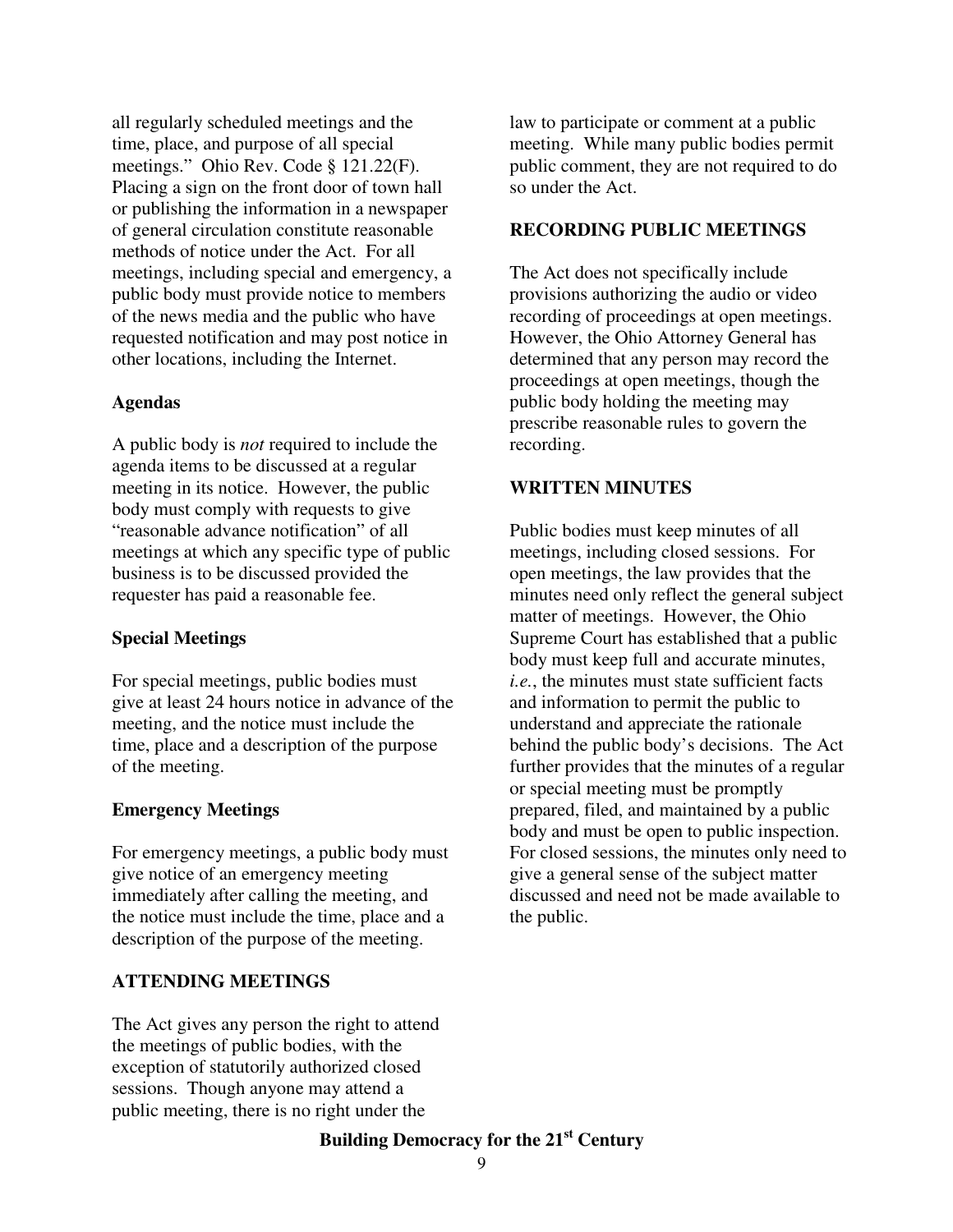all regularly scheduled meetings and the time, place, and purpose of all special meetings." Ohio Rev. Code § 121.22(F). Placing a sign on the front door of town hall or publishing the information in a newspaper of general circulation constitute reasonable methods of notice under the Act. For all meetings, including special and emergency, a public body must provide notice to members of the news media and the public who have requested notification and may post notice in other locations, including the Internet.

### Agendas

A public body is *not* required to include the agenda items to be discussed at a regular meeting in its notice. However, the public body must comply with requests to give "reasonable advance notification" of all meetings at which any specific type of public business is to be discussed provided the requester has paid a reasonable fee.

### Special Meetings

For special meetings, public bodies must give at least 24 hours notice in advance of the meeting, and the notice must include the time, place and a description of the purpose of the meeting.

### Emergency Meetings

For emergency meetings, a public body must give notice of an emergency meeting immediately after calling the meeting, and the notice must include the time, place and a description of the purpose of the meeting.

## ATTENDING MEETINGS

The Act gives any person the right to attend the meetings of public bodies, with the exception of statutorily authorized closed sessions. Though anyone may attend a public meeting, there is no right under the law to participate or comment at a public meeting. While many public bodies permit public comment, they are not required to do so under the Act.

## RECORDING PUBLIC MEETINGS

The Act does not specifically include provisions authorizing the audio or video recording of proceedings at open meetings. However, the Ohio Attorney General has determined that any person may record the proceedings at open meetings, though the public body holding the meeting may prescribe reasonable rules to govern the recording.

## WRITTEN MINUTES

Public bodies must keep minutes of all meetings, including closed sessions. For open meetings, the law provides that the minutes need only reflect the general subject matter of meetings. However, the Ohio Supreme Court has established that a public body must keep full and accurate minutes, *i.e.*, the minutes must state sufficient facts and information to permit the public to understand and appreciate the rationale behind the public body's decisions. The Act further provides that the minutes of a regular or special meeting must be promptly prepared, filed, and maintained by a public body and must be open to public inspection. For closed sessions, the minutes only need to give a general sense of the subject matter discussed and need not be made available to the public.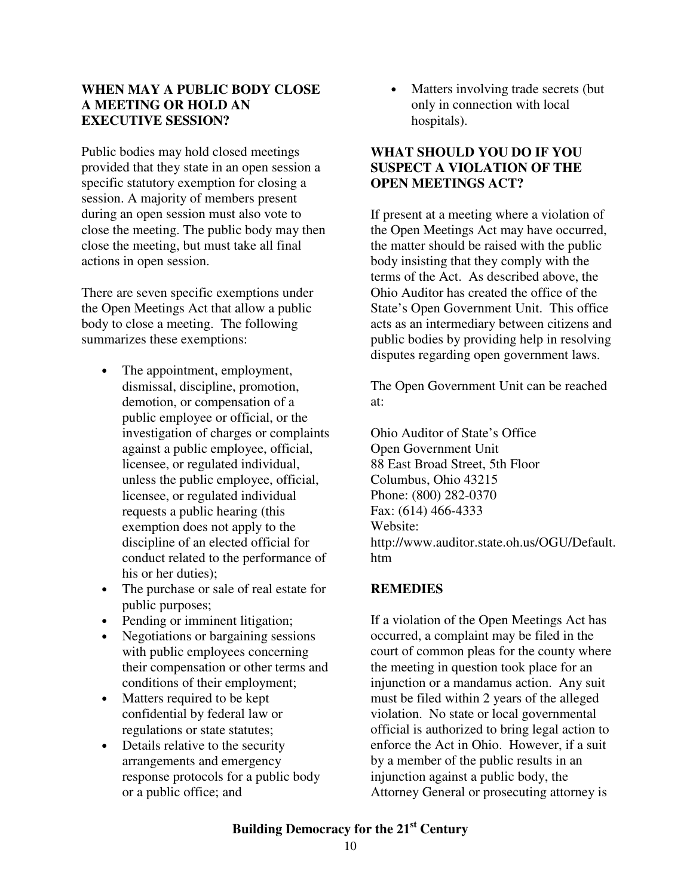### WHEN MAY A PUBLIC BODY CLOSE A MEETING OR HOLD AN EXECUTIVE SESSION?

Public bodies may hold closed meetings provided that they state in an open session a specific statutory exemption for closing a session. A majority of members present during an open session must also vote to close the meeting. The public body may then close the meeting, but must take all final actions in open session.

There are seven specific exemptions under the Open Meetings Act that allow a public body to close a meeting. The following summarizes these exemptions:

- The appointment, employment, dismissal, discipline, promotion, demotion, or compensation of a public employee or official, or the investigation of charges or complaints against a public employee, official, licensee, or regulated individual, unless the public employee, official, licensee, or regulated individual requests a public hearing (this exemption does not apply to the discipline of an elected official for conduct related to the performance of his or her duties);
- The purchase or sale of real estate for public purposes;
- Pending or imminent litigation;
- Negotiations or bargaining sessions with public employees concerning their compensation or other terms and conditions of their employment;
- Matters required to be kept confidential by federal law or regulations or state statutes;
- Details relative to the security arrangements and emergency response protocols for a public body or a public office; and
- Matters involving trade secrets (but only in connection with local hospitals).

### WHAT SHOULD YOU DO IF YOU SUSPECT A VIOLATION OF THE OPEN MEETINGS ACT?

If present at a meeting where a violation of the Open Meetings Act may have occurred, the matter should be raised with the public body insisting that they comply with the terms of the Act. As described above, the Ohio Auditor has created the office of the State's Open Government Unit. This office acts as an intermediary between citizens and public bodies by providing help in resolving disputes regarding open government laws.

The Open Government Unit can be reached at:

Ohio Auditor of State's Office
Open Government Unit
88 East Broad Street, 5th Floor
Columbus, Ohio 43215
Phone: (800) 282-0370
Fax: (614) 466-4333
Website:
http://www.auditor.state.oh.us/OGU/Default.htm

### REMEDIES

If a violation of the Open Meetings Act has occurred, a complaint may be filed in the court of common pleas for the county where the meeting in question took place for an injunction or a mandamus action. Any suit must be filed within 2 years of the alleged violation. No state or local governmental official is authorized to bring legal action to enforce the Act in Ohio. However, if a suit by a member of the public results in an injunction against a public body, the Attorney General or prosecuting attorney is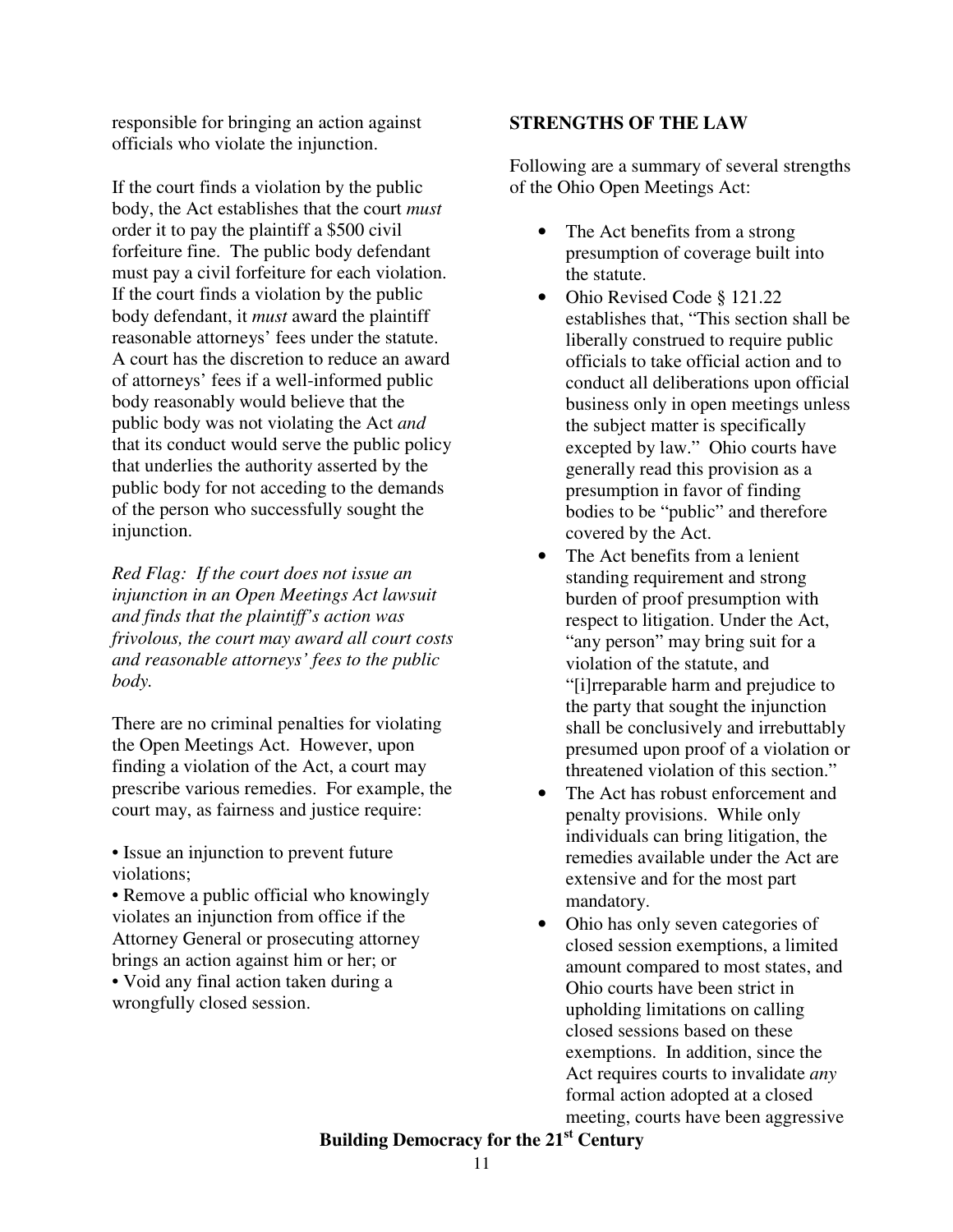responsible for bringing an action against officials who violate the injunction.

If the court finds a violation by the public body, the Act establishes that the court *must* order it to pay the plaintiff a $500 civil forfeiture fine. The public body defendant must pay a civil forfeiture for each violation. If the court finds a violation by the public body defendant, it *must* award the plaintiff reasonable attorneys' fees under the statute. A court has the discretion to reduce an award of attorneys' fees if a well-informed public body reasonably would believe that the public body was not violating the Act *and* that its conduct would serve the public policy that underlies the authority asserted by the public body for not acceding to the demands of the person who successfully sought the injunction.

*Red Flag: If the court does not issue an injunction in an Open Meetings Act lawsuit and finds that the plaintiff's action was frivolous, the court may award all court costs and reasonable attorneys' fees to the public body.*

There are no criminal penalties for violating the Open Meetings Act. However, upon finding a violation of the Act, a court may prescribe various remedies. For example, the court may, as fairness and justice require:

- Issue an injunction to prevent future violations;
- Remove a public official who knowingly violates an injunction from office if the Attorney General or prosecuting attorney brings an action against him or her; or
- Void any final action taken during a wrongfully closed session.

**STRENGTHS OF THE LAW**

Following are a summary of several strengths of the Ohio Open Meetings Act:

- The Act benefits from a strong presumption of coverage built into the statute.
- Ohio Revised Code § 121.22 establishes that, "This section shall be liberally construed to require public officials to take official action and to conduct all deliberations upon official business only in open meetings unless the subject matter is specifically excepted by law." Ohio courts have generally read this provision as a presumption in favor of finding bodies to be "public" and therefore covered by the Act.
- The Act benefits from a lenient standing requirement and strong burden of proof presumption with respect to litigation. Under the Act, "any person" may bring suit for a violation of the statute, and "[i]rreparable harm and prejudice to the party that sought the injunction shall be conclusively and irrebuttably presumed upon proof of a violation or threatened violation of this section."
- The Act has robust enforcement and penalty provisions. While only individuals can bring litigation, the remedies available under the Act are extensive and for the most part mandatory.
- Ohio has only seven categories of closed session exemptions, a limited amount compared to most states, and Ohio courts have been strict in upholding limitations on calling closed sessions based on these exemptions. In addition, since the Act requires courts to invalidate *any* formal action adopted at a closed meeting, courts have been aggressive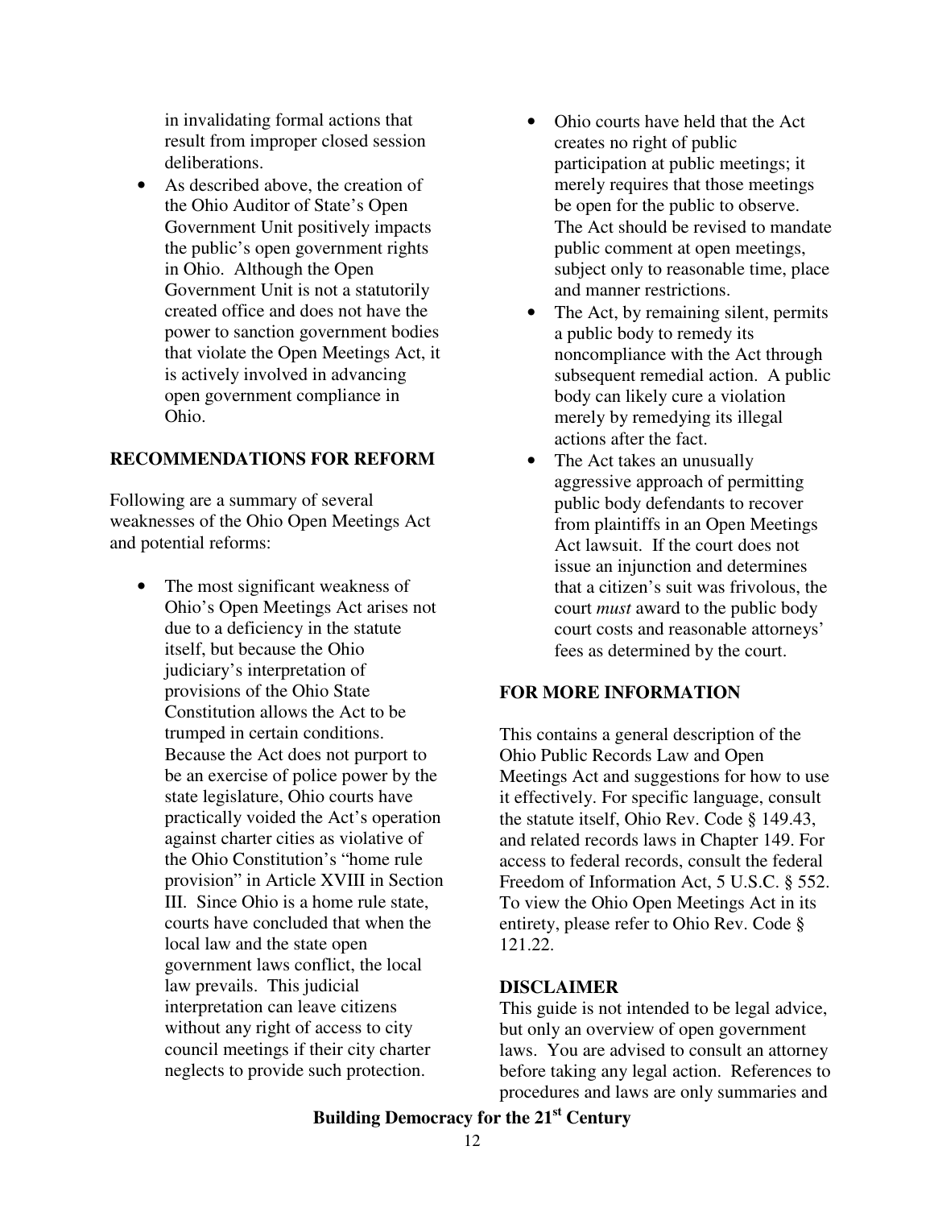in invalidating formal actions that result from improper closed session deliberations.

- As described above, the creation of the Ohio Auditor of State's Open Government Unit positively impacts the public's open government rights in Ohio. Although the Open Government Unit is not a statutorily created office and does not have the power to sanction government bodies that violate the Open Meetings Act, it is actively involved in advancing open government compliance in Ohio.

## RECOMMENDATIONS FOR REFORM

Following are a summary of several weaknesses of the Ohio Open Meetings Act and potential reforms:

- The most significant weakness of Ohio's Open Meetings Act arises not due to a deficiency in the statute itself, but because the Ohio judiciary's interpretation of provisions of the Ohio State Constitution allows the Act to be trumped in certain conditions. Because the Act does not purport to be an exercise of police power by the state legislature, Ohio courts have practically voided the Act's operation against charter cities as violative of the Ohio Constitution's "home rule provision" in Article XVIII in Section III. Since Ohio is a home rule state, courts have concluded that when the local law and the state open government laws conflict, the local law prevails. This judicial interpretation can leave citizens without any right of access to city council meetings if their city charter neglects to provide such protection.
- Ohio courts have held that the Act creates no right of public participation at public meetings; it merely requires that those meetings be open for the public to observe. The Act should be revised to mandate public comment at open meetings, subject only to reasonable time, place and manner restrictions.
- The Act, by remaining silent, permits a public body to remedy its noncompliance with the Act through subsequent remedial action. A public body can likely cure a violation merely by remedying its illegal actions after the fact.
- The Act takes an unusually aggressive approach of permitting public body defendants to recover from plaintiffs in an Open Meetings Act lawsuit. If the court does not issue an injunction and determines that a citizen's suit was frivolous, the court *must* award to the public body court costs and reasonable attorneys' fees as determined by the court.

## FOR MORE INFORMATION

This contains a general description of the Ohio Public Records Law and Open Meetings Act and suggestions for how to use it effectively. For specific language, consult the statute itself, Ohio Rev. Code § 149.43, and related records laws in Chapter 149. For access to federal records, consult the federal Freedom of Information Act, 5 U.S.C. § 552. To view the Ohio Open Meetings Act in its entirety, please refer to Ohio Rev. Code § 121.22.

## DISCLAIMER

This guide is not intended to be legal advice, but only an overview of open government laws. You are advised to consult an attorney before taking any legal action. References to procedures and laws are only summaries and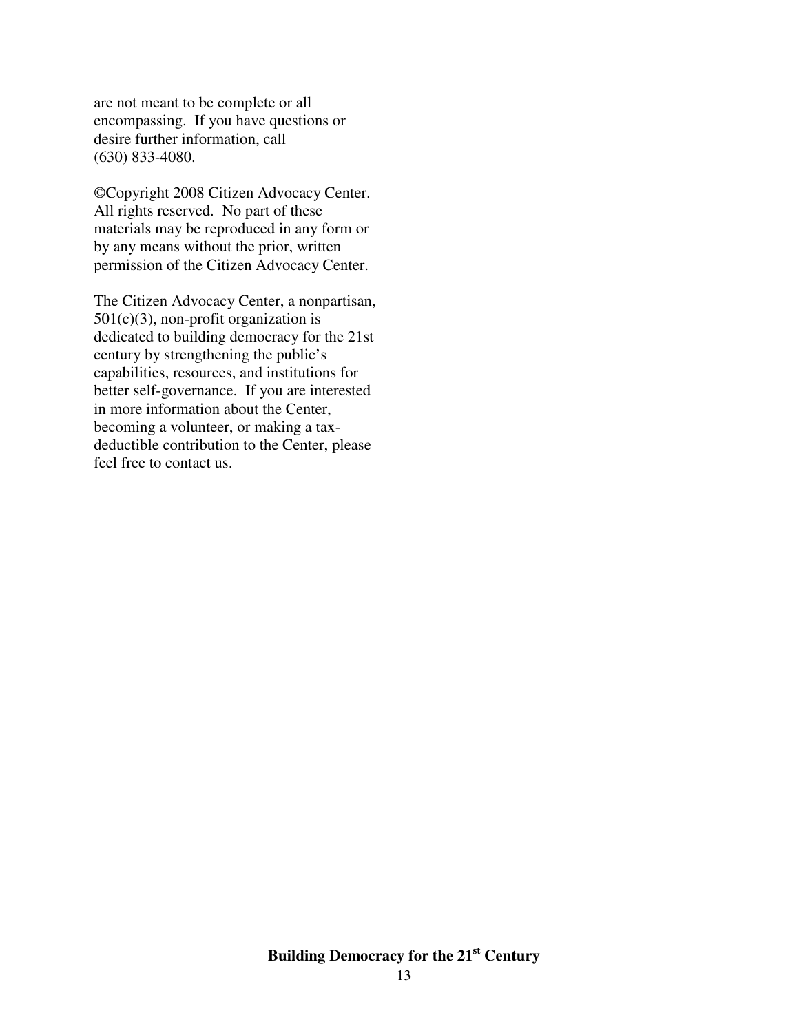are not meant to be complete or all encompassing. If you have questions or desire further information, call (630) 833-4080.

©Copyright 2008 Citizen Advocacy Center. All rights reserved. No part of these materials may be reproduced in any form or by any means without the prior, written permission of the Citizen Advocacy Center.

The Citizen Advocacy Center, a nonpartisan, 501(c)(3), non-profit organization is dedicated to building democracy for the 21st century by strengthening the public's capabilities, resources, and institutions for better self-governance. If you are interested in more information about the Center, becoming a volunteer, or making a tax-deductible contribution to the Center, please feel free to contact us.